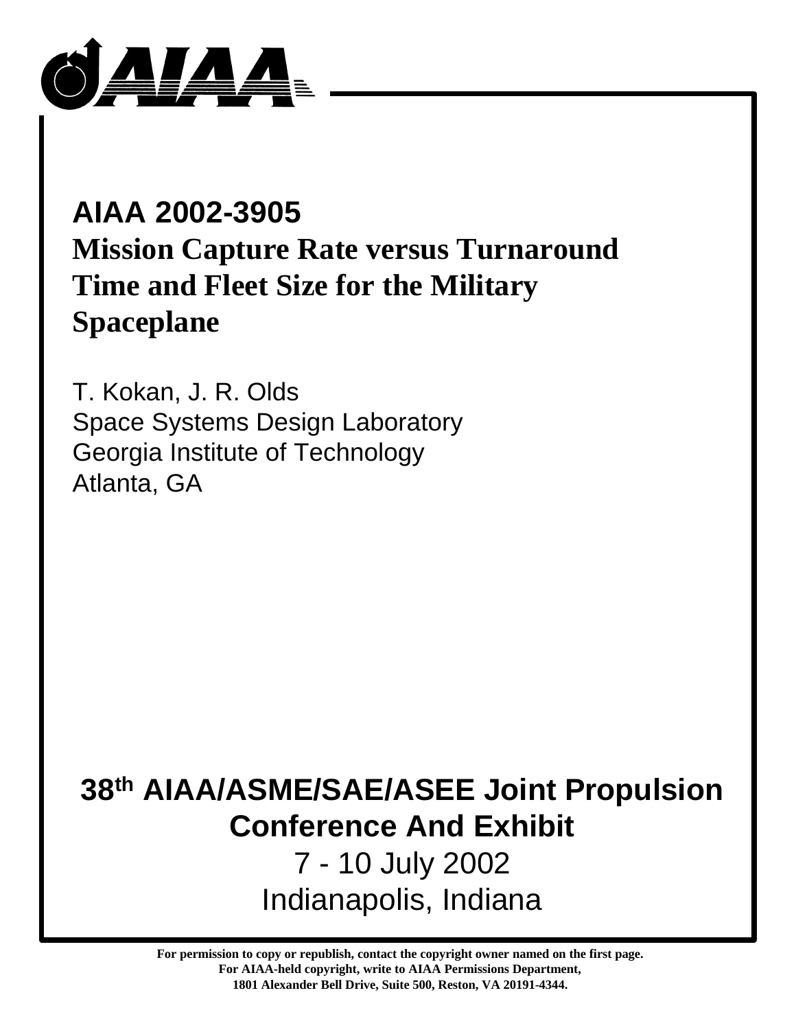# AIAA 2002-3905

## Mission Capture Rate versus Turnaround Time and Fleet Size for the Military Spaceplane

T. Kokan, J. R. Olds
Space Systems Design Laboratory
Georgia Institute of Technology
Atlanta, GA

**38th AIAA/ASME/SAE/ASEE Joint Propulsion Conference And Exhibit**

7 - 10 July 2002
Indianapolis, Indiana

**For permission to copy or republish, contact the copyright owner named on the first page. For AIAA-held copyright, write to AIAA Permissions Department, 1801 Alexander Bell Drive, Suite 500, Reston, VA 20191-4344.**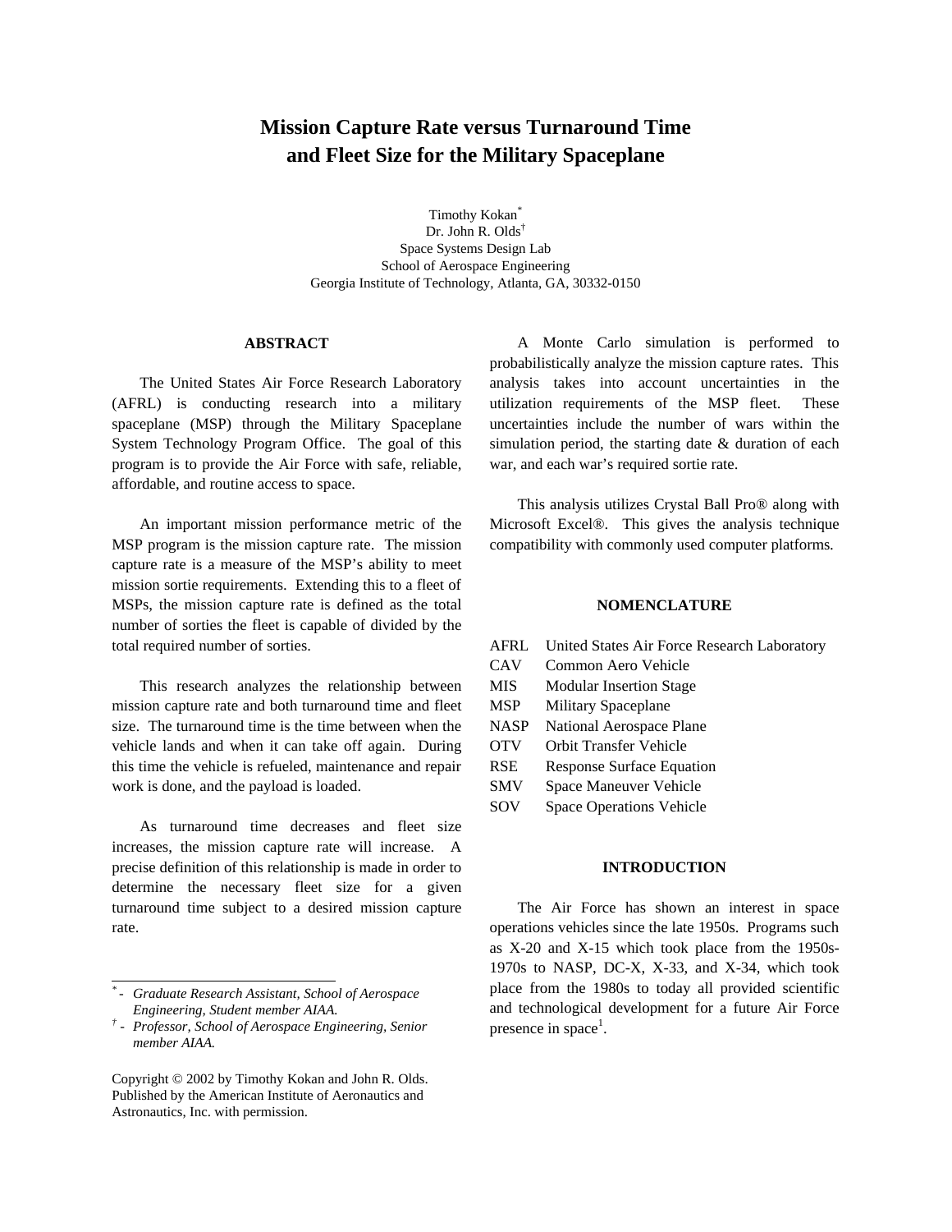# Mission Capture Rate versus Turnaround Time and Fleet Size for the Military Spaceplane

Timothy Kokan[*]
Dr. John R. Olds[†]
Space Systems Design Lab
School of Aerospace Engineering
Georgia Institute of Technology, Atlanta, GA, 30332-0150

## ABSTRACT

The United States Air Force Research Laboratory (AFRL) is conducting research into a military spaceplane (MSP) through the Military Spaceplane System Technology Program Office. The goal of this program is to provide the Air Force with safe, reliable, affordable, and routine access to space.

An important mission performance metric of the MSP program is the mission capture rate. The mission capture rate is a measure of the MSP's ability to meet mission sortie requirements. Extending this to a fleet of MSPs, the mission capture rate is defined as the total number of sorties the fleet is capable of divided by the total required number of sorties.

This research analyzes the relationship between mission capture rate and both turnaround time and fleet size. The turnaround time is the time between when the vehicle lands and when it can take off again. During this time the vehicle is refueled, maintenance and repair work is done, and the payload is loaded.

As turnaround time decreases and fleet size increases, the mission capture rate will increase. A precise definition of this relationship is made in order to determine the necessary fleet size for a given turnaround time subject to a desired mission capture rate.

A Monte Carlo simulation is performed to probabilistically analyze the mission capture rates. This analysis takes into account uncertainties in the utilization requirements of the MSP fleet. These uncertainties include the number of wars within the simulation period, the starting date & duration of each war, and each war's required sortie rate.

This analysis utilizes Crystal Ball Pro® along with Microsoft Excel®. This gives the analysis technique compatibility with commonly used computer platforms.

## NOMENCLATURE

| | |
|---|---|
| AFRL | United States Air Force Research Laboratory |
| CAV | Common Aero Vehicle |
| MIS | Modular Insertion Stage |
| MSP | Military Spaceplane |
| NASP | National Aerospace Plane |
| OTV | Orbit Transfer Vehicle |
| RSE | Response Surface Equation |
| SMV | Space Maneuver Vehicle |
| SOV | Space Operations Vehicle |

## INTRODUCTION

The Air Force has shown an interest in space operations vehicles since the late 1950s. Programs such as X-20 and X-15 which took place from the 1950s-1970s to NASP, DC-X, X-33, and X-34, which took place from the 1980s to today all provided scientific and technological development for a future Air Force presence in space[1].

---

[*] - *Graduate Research Assistant, School of Aerospace Engineering, Student member AIAA.*

[†] - *Professor, School of Aerospace Engineering, Senior member AIAA.*

Copyright © 2002 by Timothy Kokan and John R. Olds. Published by the American Institute of Aeronautics and Astronautics, Inc. with permission.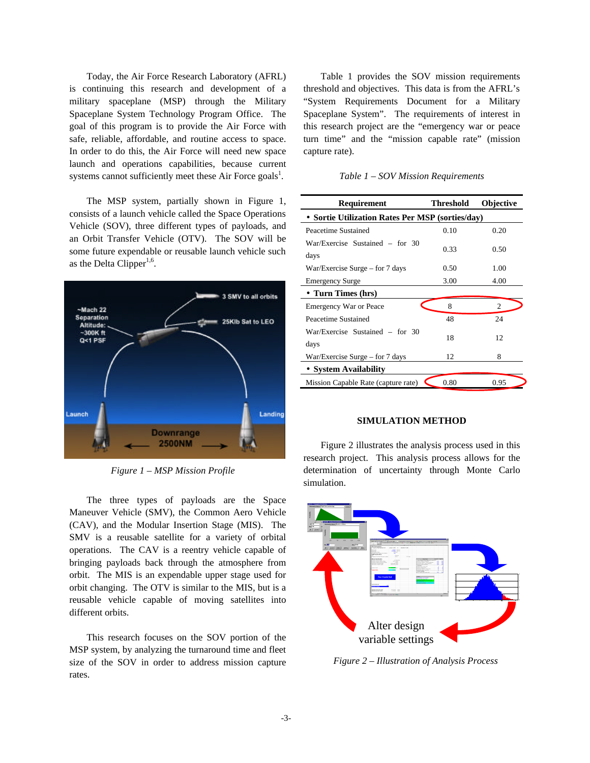Today, the Air Force Research Laboratory (AFRL) is continuing this research and development of a military spaceplane (MSP) through the Military Spaceplane System Technology Program Office. The goal of this program is to provide the Air Force with safe, reliable, affordable, and routine access to space. In order to do this, the Air Force will need new space launch and operations capabilities, because current systems cannot sufficiently meet these Air Force goals[1].

The MSP system, partially shown in Figure 1, consists of a launch vehicle called the Space Operations Vehicle (SOV), three different types of payloads, and an Orbit Transfer Vehicle (OTV). The SOV will be some future expendable or reusable launch vehicle such as the Delta Clipper[1,6].

*Figure 1 – MSP Mission Profile*

The three types of payloads are the Space Maneuver Vehicle (SMV), the Common Aero Vehicle (CAV), and the Modular Insertion Stage (MIS). The SMV is a reusable satellite for a variety of orbital operations. The CAV is a reentry vehicle capable of bringing payloads back through the atmosphere from orbit. The MIS is an expendable upper stage used for orbit changing. The OTV is similar to the MIS, but is a reusable vehicle capable of moving satellites into different orbits.

This research focuses on the SOV portion of the MSP system, by analyzing the turnaround time and fleet size of the SOV in order to address mission capture rates.

Table 1 provides the SOV mission requirements threshold and objectives. This data is from the AFRL's "System Requirements Document for a Military Spaceplane System". The requirements of interest in this research project are the "emergency war or peace turn time" and the "mission capable rate" (mission capture rate).

*Table 1 – SOV Mission Requirements*

| Requirement | Threshold | Objective |
|---|---|---|
| **• Sortie Utilization Rates Per MSP (sorties/day)** | | |
| Peacetime Sustained | 0.10 | 0.20 |
| War/Exercise Sustained – for 30 days | 0.33 | 0.50 |
| War/Exercise Surge – for 7 days | 0.50 | 1.00 |
| Emergency Surge | 3.00 | 4.00 |
| **• Turn Times (hrs)** | | |
| Emergency War or Peace | 8 | 2 |
| Peacetime Sustained | 48 | 24 |
| War/Exercise Sustained – for 30 days | 18 | 12 |
| War/Exercise Surge – for 7 days | 12 | 8 |
| **• System Availability** | | |
| Mission Capable Rate (capture rate) | 0.80 | 0.95 |

## SIMULATION METHOD

Figure 2 illustrates the analysis process used in this research project. This analysis process allows for the determination of uncertainty through Monte Carlo simulation.

Alter design variable settings

*Figure 2 – Illustration of Analysis Process*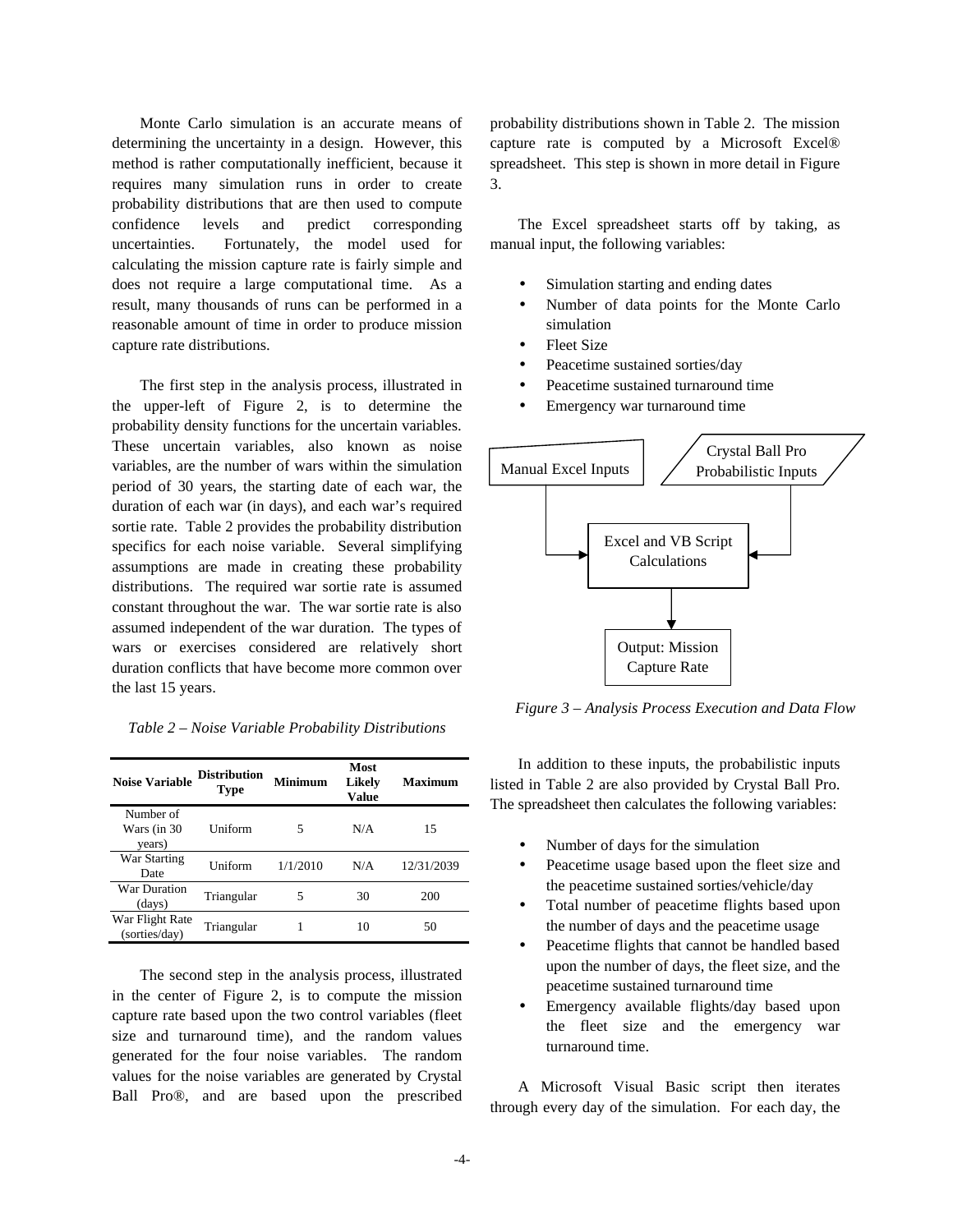Monte Carlo simulation is an accurate means of determining the uncertainty in a design. However, this method is rather computationally inefficient, because it requires many simulation runs in order to create probability distributions that are then used to compute confidence levels and predict corresponding uncertainties. Fortunately, the model used for calculating the mission capture rate is fairly simple and does not require a large computational time. As a result, many thousands of runs can be performed in a reasonable amount of time in order to produce mission capture rate distributions.

The first step in the analysis process, illustrated in the upper-left of Figure 2, is to determine the probability density functions for the uncertain variables. These uncertain variables, also known as noise variables, are the number of wars within the simulation period of 30 years, the starting date of each war, the duration of each war (in days), and each war's required sortie rate. Table 2 provides the probability distribution specifics for each noise variable. Several simplifying assumptions are made in creating these probability distributions. The required war sortie rate is assumed constant throughout the war. The war sortie rate is also assumed independent of the war duration. The types of wars or exercises considered are relatively short duration conflicts that have become more common over the last 15 years.

*Table 2 – Noise Variable Probability Distributions*

| Noise Variable | Distribution Type | Minimum | Most Likely Value | Maximum |
|---|---|---|---|---|
| Number of Wars (in 30 years) | Uniform | 5 | N/A | 15 |
| War Starting Date | Uniform | 1/1/2010 | N/A | 12/31/2039 |
| War Duration (days) | Triangular | 5 | 30 | 200 |
| War Flight Rate (sorties/day) | Triangular | 1 | 10 | 50 |

The second step in the analysis process, illustrated in the center of Figure 2, is to compute the mission capture rate based upon the two control variables (fleet size and turnaround time), and the random values generated for the four noise variables. The random values for the noise variables are generated by Crystal Ball Pro®, and are based upon the prescribed probability distributions shown in Table 2. The mission capture rate is computed by a Microsoft Excel® spreadsheet. This step is shown in more detail in Figure 3.

The Excel spreadsheet starts off by taking, as manual input, the following variables:

- Simulation starting and ending dates
- Number of data points for the Monte Carlo simulation
- Fleet Size
- Peacetime sustained sorties/day
- Peacetime sustained turnaround time
- Emergency war turnaround time

Manual Excel Inputs → Excel and VB Script Calculations ← Crystal Ball Pro Probabilistic Inputs

Excel and VB Script Calculations → Output: Mission Capture Rate

*Figure 3 – Analysis Process Execution and Data Flow*

In addition to these inputs, the probabilistic inputs listed in Table 2 are also provided by Crystal Ball Pro. The spreadsheet then calculates the following variables:

- Number of days for the simulation
- Peacetime usage based upon the fleet size and the peacetime sustained sorties/vehicle/day
- Total number of peacetime flights based upon the number of days and the peacetime usage
- Peacetime flights that cannot be handled based upon the number of days, the fleet size, and the peacetime sustained turnaround time
- Emergency available flights/day based upon the fleet size and the emergency war turnaround time.

A Microsoft Visual Basic script then iterates through every day of the simulation. For each day, the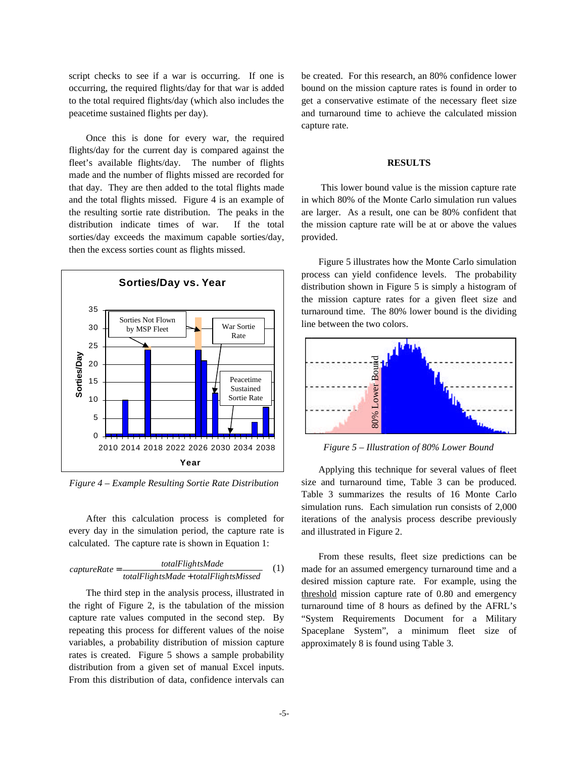script checks to see if a war is occurring. If one is occurring, the required flights/day for that war is added to the total required flights/day (which also includes the peacetime sustained flights per day).

Once this is done for every war, the required flights/day for the current day is compared against the fleet's available flights/day. The number of flights made and the number of flights missed are recorded for that day. They are then added to the total flights made and the total flights missed. Figure 4 is an example of the resulting sortie rate distribution. The peaks in the distribution indicate times of war. If the total sorties/day exceeds the maximum capable sorties/day, then the excess sorties count as flights missed.

*Figure 4 – Example Resulting Sortie Rate Distribution*

After this calculation process is completed for every day in the simulation period, the capture rate is calculated. The capture rate is shown in Equation 1:

$$captureRate = \frac{totalFlightsMade}{totalFlightsMade + totalFlightsMissed} \quad (1)$$

The third step in the analysis process, illustrated in the right of Figure 2, is the tabulation of the mission capture rate values computed in the second step. By repeating this process for different values of the noise variables, a probability distribution of mission capture rates is created. Figure 5 shows a sample probability distribution from a given set of manual Excel inputs. From this distribution of data, confidence intervals can be created. For this research, an 80% confidence lower bound on the mission capture rates is found in order to get a conservative estimate of the necessary fleet size and turnaround time to achieve the calculated mission capture rate.

## RESULTS

This lower bound value is the mission capture rate in which 80% of the Monte Carlo simulation run values are larger. As a result, one can be 80% confident that the mission capture rate will be at or above the values provided.

Figure 5 illustrates how the Monte Carlo simulation process can yield confidence levels. The probability distribution shown in Figure 5 is simply a histogram of the mission capture rates for a given fleet size and turnaround time. The 80% lower bound is the dividing line between the two colors.

*Figure 5 – Illustration of 80% Lower Bound*

Applying this technique for several values of fleet size and turnaround time, Table 3 can be produced. Table 3 summarizes the results of 16 Monte Carlo simulation runs. Each simulation run consists of 2,000 iterations of the analysis process describe previously and illustrated in Figure 2.

From these results, fleet size predictions can be made for an assumed emergency turnaround time and a desired mission capture rate. For example, using the threshold mission capture rate of 0.80 and emergency turnaround time of 8 hours as defined by the AFRL's "System Requirements Document for a Military Spaceplane System", a minimum fleet size of approximately 8 is found using Table 3.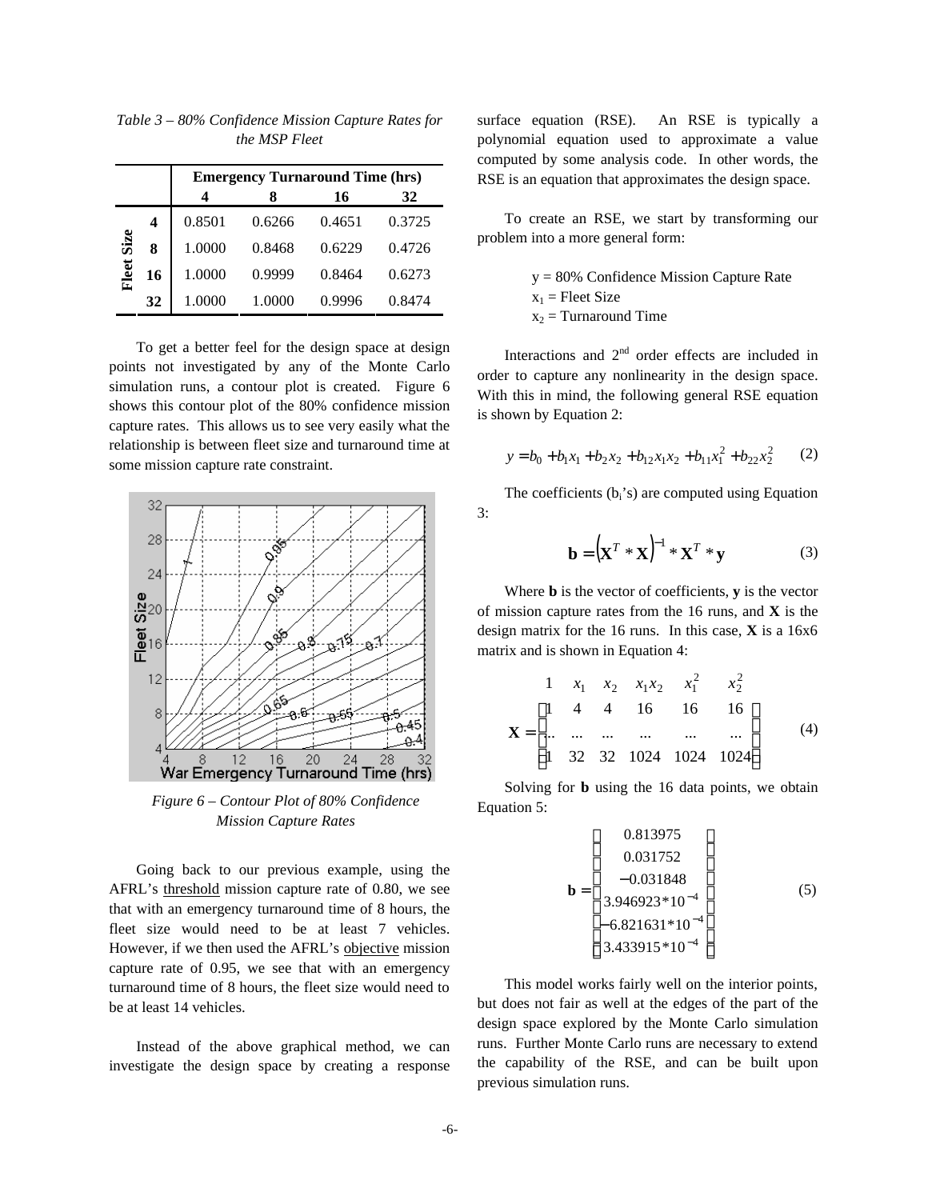*Table 3 – 80% Confidence Mission Capture Rates for the MSP Fleet*

| | | Emergency Turnaround Time (hrs) | | | |
|---|---|---|---|---|---|
| | | **4** | **8** | **16** | **32** |
| **Fleet Size** | **4** | 0.8501 | 0.6266 | 0.4651 | 0.3725 |
| | **8** | 1.0000 | 0.8468 | 0.6229 | 0.4726 |
| | **16** | 1.0000 | 0.9999 | 0.8464 | 0.6273 |
| | **32** | 1.0000 | 1.0000 | 0.9996 | 0.8474 |

To get a better feel for the design space at design points not investigated by any of the Monte Carlo simulation runs, a contour plot is created. Figure 6 shows this contour plot of the 80% confidence mission capture rates. This allows us to see very easily what the relationship is between fleet size and turnaround time at some mission capture rate constraint.

*Figure 6 – Contour Plot of 80% Confidence Mission Capture Rates*

Going back to our previous example, using the AFRL's threshold mission capture rate of 0.80, we see that with an emergency turnaround time of 8 hours, the fleet size would need to be at least 7 vehicles. However, if we then used the AFRL's objective mission capture rate of 0.95, we see that with an emergency turnaround time of 8 hours, the fleet size would need to be at least 14 vehicles.

Instead of the above graphical method, we can investigate the design space by creating a response surface equation (RSE). An RSE is typically a polynomial equation used to approximate a value computed by some analysis code. In other words, the RSE is an equation that approximates the design space.

To create an RSE, we start by transforming our problem into a more general form:

$y$ = 80% Confidence Mission Capture Rate
$x_1$ = Fleet Size
$x_2$ = Turnaround Time

Interactions and 2nd order effects are included in order to capture any nonlinearity in the design space. With this in mind, the following general RSE equation is shown by Equation 2:

$$y = b_0 + b_1 x_1 + b_2 x_2 + b_{12} x_1 x_2 + b_{11} x_1^2 + b_{22} x_2^2 \quad (2)$$

The coefficients ($b_i$'s) are computed using Equation 3:

$$\mathbf{b} = \left(\mathbf{X}^T * \mathbf{X}\right)^{-1} * \mathbf{X}^T * \mathbf{y} \quad (3)$$

Where **b** is the vector of coefficients, **y** is the vector of mission capture rates from the 16 runs, and **X** is the design matrix for the 16 runs. In this case, **X** is a 16x6 matrix and is shown in Equation 4:

$$\begin{array}{c} \\ \mathbf{X} = \end{array} \begin{array}{c} \begin{array}{cccccc} 1 & x_1 & x_2 & x_1 x_2 & x_1^2 & x_2^2 \end{array} \\ \begin{bmatrix} 1 & 4 & 4 & 16 & 16 & 16 \\ ... & ... & ... & ... & ... & ... \\ 1 & 32 & 32 & 1024 & 1024 & 1024 \end{bmatrix} \end{array} \quad (4)$$

Solving for **b** using the 16 data points, we obtain Equation 5:

$$\mathbf{b} = \begin{bmatrix} 0.813975 \\ 0.031752 \\ -0.031848 \\ 3.946923*10^{-4} \\ -6.821631*10^{-4} \\ 3.433915*10^{-4} \end{bmatrix} \quad (5)$$

This model works fairly well on the interior points, but does not fair as well at the edges of the part of the design space explored by the Monte Carlo simulation runs. Further Monte Carlo runs are necessary to extend the capability of the RSE, and can be built upon previous simulation runs.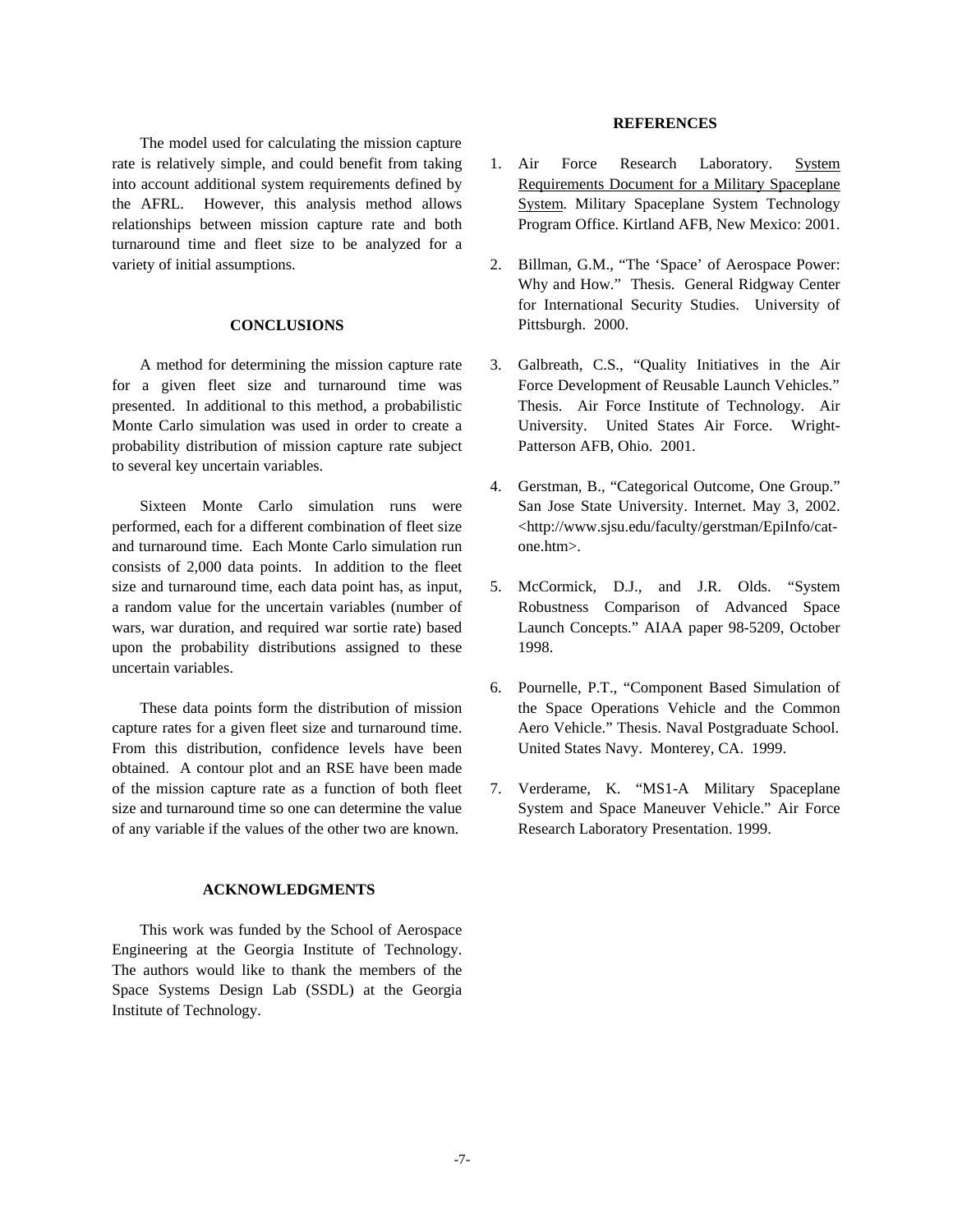The model used for calculating the mission capture rate is relatively simple, and could benefit from taking into account additional system requirements defined by the AFRL. However, this analysis method allows relationships between mission capture rate and both turnaround time and fleet size to be analyzed for a variety of initial assumptions.

## CONCLUSIONS

A method for determining the mission capture rate for a given fleet size and turnaround time was presented. In additional to this method, a probabilistic Monte Carlo simulation was used in order to create a probability distribution of mission capture rate subject to several key uncertain variables.

Sixteen Monte Carlo simulation runs were performed, each for a different combination of fleet size and turnaround time. Each Monte Carlo simulation run consists of 2,000 data points. In addition to the fleet size and turnaround time, each data point has, as input, a random value for the uncertain variables (number of wars, war duration, and required war sortie rate) based upon the probability distributions assigned to these uncertain variables.

These data points form the distribution of mission capture rates for a given fleet size and turnaround time. From this distribution, confidence levels have been obtained. A contour plot and an RSE have been made of the mission capture rate as a function of both fleet size and turnaround time so one can determine the value of any variable if the values of the other two are known.

## ACKNOWLEDGMENTS

This work was funded by the School of Aerospace Engineering at the Georgia Institute of Technology. The authors would like to thank the members of the Space Systems Design Lab (SSDL) at the Georgia Institute of Technology.

## REFERENCES

1. Air Force Research Laboratory. System Requirements Document for a Military Spaceplane System. Military Spaceplane System Technology Program Office. Kirtland AFB, New Mexico: 2001.

2. Billman, G.M., "The 'Space' of Aerospace Power: Why and How." Thesis. General Ridgway Center for International Security Studies. University of Pittsburgh. 2000.

3. Galbreath, C.S., "Quality Initiatives in the Air Force Development of Reusable Launch Vehicles." Thesis. Air Force Institute of Technology. Air University. United States Air Force. Wright-Patterson AFB, Ohio. 2001.

4. Gerstman, B., "Categorical Outcome, One Group." San Jose State University. Internet. May 3, 2002. <http://www.sjsu.edu/faculty/gerstman/EpiInfo/cat-one.htm>.

5. McCormick, D.J., and J.R. Olds. "System Robustness Comparison of Advanced Space Launch Concepts." AIAA paper 98-5209, October 1998.

6. Pournelle, P.T., "Component Based Simulation of the Space Operations Vehicle and the Common Aero Vehicle." Thesis. Naval Postgraduate School. United States Navy. Monterey, CA. 1999.

7. Verderame, K. "MS1-A Military Spaceplane System and Space Maneuver Vehicle." Air Force Research Laboratory Presentation. 1999.